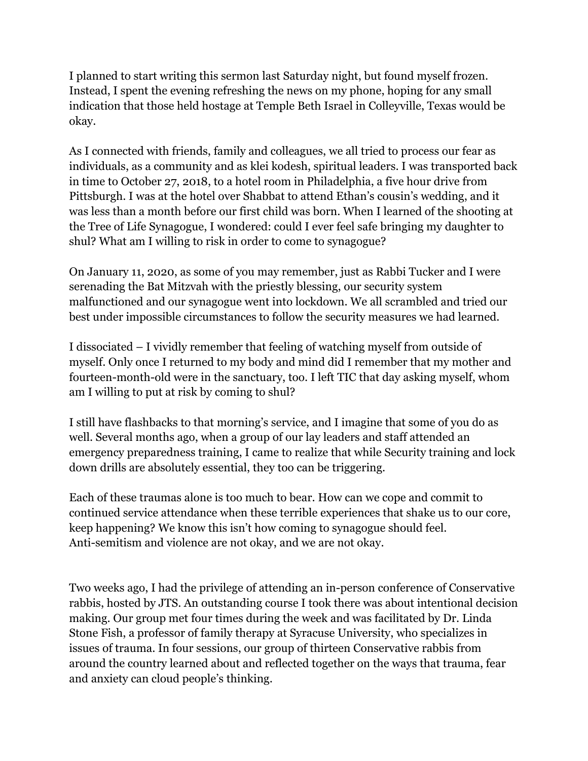I planned to start writing this sermon last Saturday night, but found myself frozen. Instead, I spent the evening refreshing the news on my phone, hoping for any small indication that those held hostage at Temple Beth Israel in Colleyville, Texas would be okay.

As I connected with friends, family and colleagues, we all tried to process our fear as individuals, as a community and as klei kodesh, spiritual leaders. I was transported back in time to October 27, 2018, to a hotel room in Philadelphia, a five hour drive from Pittsburgh. I was at the hotel over Shabbat to attend Ethan's cousin's wedding, and it was less than a month before our first child was born. When I learned of the shooting at the Tree of Life Synagogue, I wondered: could I ever feel safe bringing my daughter to shul? What am I willing to risk in order to come to synagogue?

On January 11, 2020, as some of you may remember, just as Rabbi Tucker and I were serenading the Bat Mitzvah with the priestly blessing, our security system malfunctioned and our synagogue went into lockdown. We all scrambled and tried our best under impossible circumstances to follow the security measures we had learned.

I dissociated – I vividly remember that feeling of watching myself from outside of myself. Only once I returned to my body and mind did I remember that my mother and fourteen-month-old were in the sanctuary, too. I left TIC that day asking myself, whom am I willing to put at risk by coming to shul?

I still have flashbacks to that morning's service, and I imagine that some of you do as well. Several months ago, when a group of our lay leaders and staff attended an emergency preparedness training, I came to realize that while Security training and lock down drills are absolutely essential, they too can be triggering.

Each of these traumas alone is too much to bear. How can we cope and commit to continued service attendance when these terrible experiences that shake us to our core, keep happening? We know this isn't how coming to synagogue should feel. Anti-semitism and violence are not okay, and we are not okay.

Two weeks ago, I had the privilege of attending an in-person conference of Conservative rabbis, hosted by JTS. An outstanding course I took there was about intentional decision making. Our group met four times during the week and was facilitated by Dr. Linda Stone Fish, a professor of family therapy at Syracuse University, who specializes in issues of trauma. In four sessions, our group of thirteen Conservative rabbis from around the country learned about and reflected together on the ways that trauma, fear and anxiety can cloud people's thinking.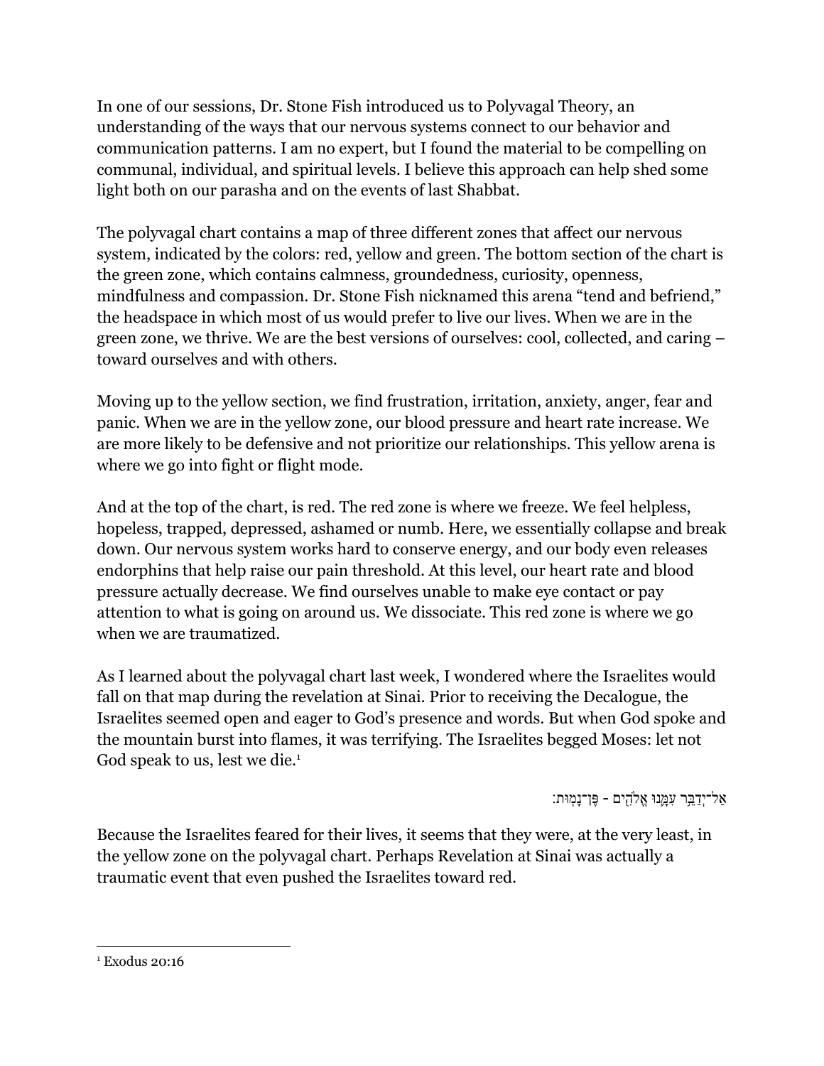In one of our sessions, Dr. Stone Fish introduced us to Polyvagal Theory, an understanding of the ways that our nervous systems connect to our behavior and communication patterns. I am no expert, but I found the material to be compelling on communal, individual, and spiritual levels. I believe this approach can help shed some light both on our parasha and on the events of last Shabbat.

The polyvagal chart contains a map of three different zones that affect our nervous system, indicated by the colors: red, yellow and green. The bottom section of the chart is the green zone, which contains calmness, groundedness, curiosity, openness, mindfulness and compassion. Dr. Stone Fish nicknamed this arena "tend and befriend," the headspace in which most of us would prefer to live our lives. When we are in the green zone, we thrive. We are the best versions of ourselves: cool, collected, and caring – toward ourselves and with others.

Moving up to the yellow section, we find frustration, irritation, anxiety, anger, fear and panic. When we are in the yellow zone, our blood pressure and heart rate increase. We are more likely to be defensive and not prioritize our relationships. This yellow arena is where we go into fight or flight mode.

And at the top of the chart, is red. The red zone is where we freeze. We feel helpless, hopeless, trapped, depressed, ashamed or numb. Here, we essentially collapse and break down. Our nervous system works hard to conserve energy, and our body even releases endorphins that help raise our pain threshold. At this level, our heart rate and blood pressure actually decrease. We find ourselves unable to make eye contact or pay attention to what is going on around us. We dissociate. This red zone is where we go when we are traumatized.

As I learned about the polyvagal chart last week, I wondered where the Israelites would fall on that map during the revelation at Sinai. Prior to receiving the Decalogue, the Israelites seemed open and eager to God's presence and words. But when God spoke and the mountain burst into flames, it was terrifying. The Israelites begged Moses: let not God speak to us, lest we die.[1]

אַל־יְדַבֵּר עִמָּנוּ אֱלֹהִים - פֶּן־נָמוּת׃

Because the Israelites feared for their lives, it seems that they were, at the very least, in the yellow zone on the polyvagal chart. Perhaps Revelation at Sinai was actually a traumatic event that even pushed the Israelites toward red.

[1] Exodus 20:16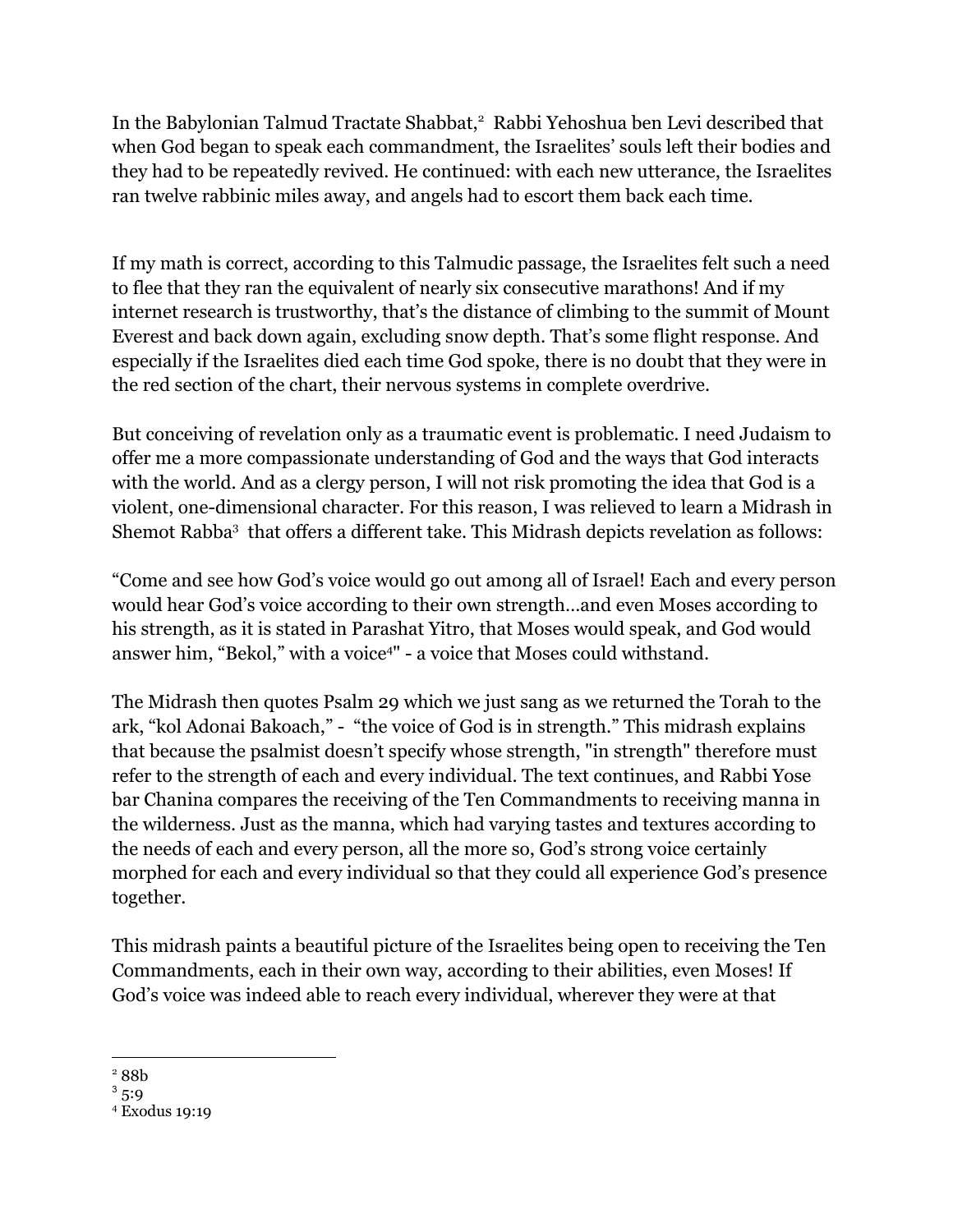In the Babylonian Talmud Tractate Shabbat,[2] Rabbi Yehoshua ben Levi described that when God began to speak each commandment, the Israelites' souls left their bodies and they had to be repeatedly revived. He continued: with each new utterance, the Israelites ran twelve rabbinic miles away, and angels had to escort them back each time.

If my math is correct, according to this Talmudic passage, the Israelites felt such a need to flee that they ran the equivalent of nearly six consecutive marathons! And if my internet research is trustworthy, that's the distance of climbing to the summit of Mount Everest and back down again, excluding snow depth. That's some flight response. And especially if the Israelites died each time God spoke, there is no doubt that they were in the red section of the chart, their nervous systems in complete overdrive.

But conceiving of revelation only as a traumatic event is problematic. I need Judaism to offer me a more compassionate understanding of God and the ways that God interacts with the world. And as a clergy person, I will not risk promoting the idea that God is a violent, one-dimensional character. For this reason, I was relieved to learn a Midrash in Shemot Rabba[3] that offers a different take. This Midrash depicts revelation as follows:

"Come and see how God's voice would go out among all of Israel! Each and every person would hear God's voice according to their own strength…and even Moses according to his strength, as it is stated in Parashat Yitro, that Moses would speak, and God would answer him, "Bekol," with a voice[4]" - a voice that Moses could withstand.

The Midrash then quotes Psalm 29 which we just sang as we returned the Torah to the ark, "kol Adonai Bakoach," - "the voice of God is in strength." This midrash explains that because the psalmist doesn't specify whose strength, "in strength" therefore must refer to the strength of each and every individual. The text continues, and Rabbi Yose bar Chanina compares the receiving of the Ten Commandments to receiving manna in the wilderness. Just as the manna, which had varying tastes and textures according to the needs of each and every person, all the more so, God's strong voice certainly morphed for each and every individual so that they could all experience God's presence together.

This midrash paints a beautiful picture of the Israelites being open to receiving the Ten Commandments, each in their own way, according to their abilities, even Moses! If God's voice was indeed able to reach every individual, wherever they were at that

---

[2] 88b

[3] 5:9

[4] Exodus 19:19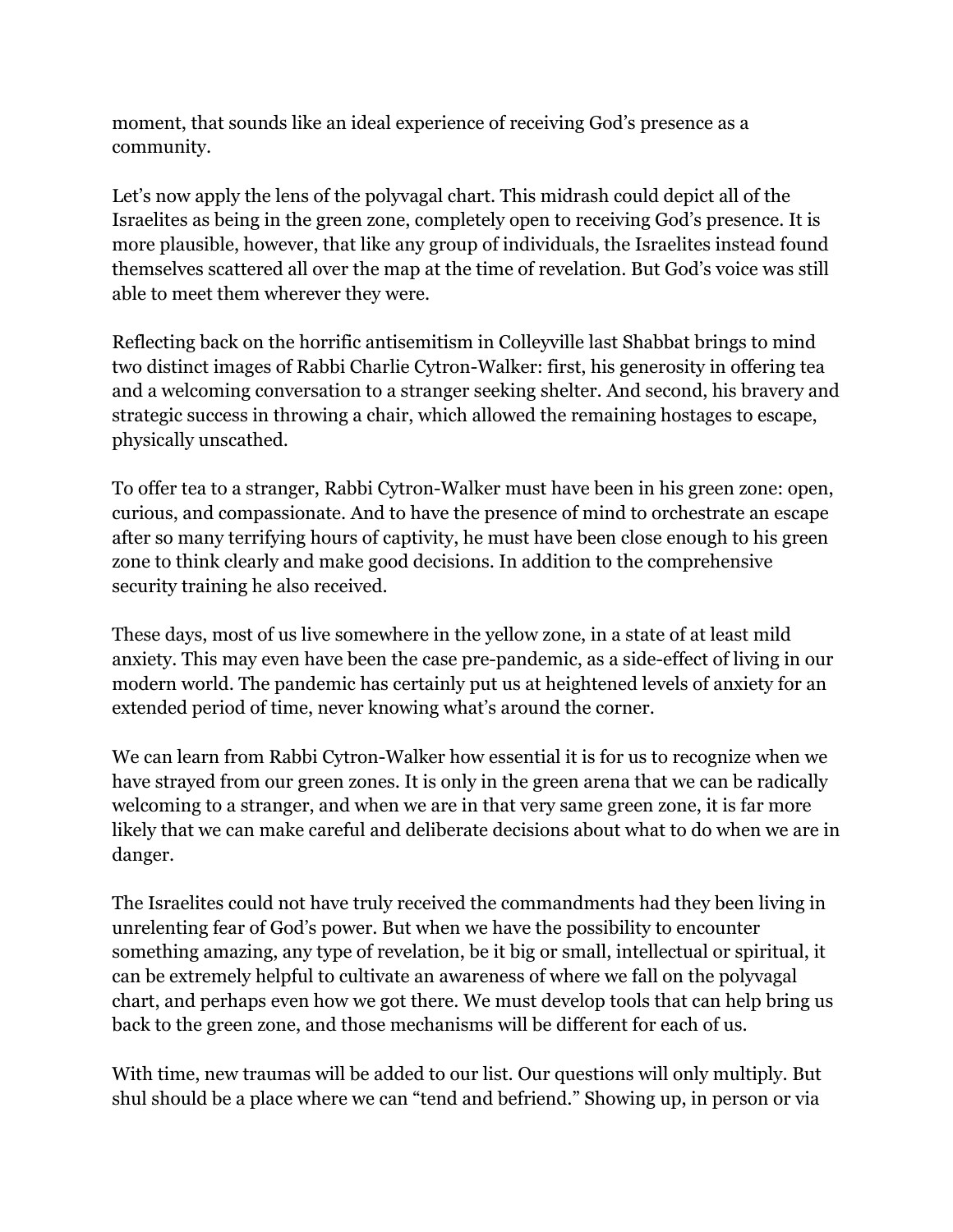moment, that sounds like an ideal experience of receiving God's presence as a community.

Let's now apply the lens of the polyvagal chart. This midrash could depict all of the Israelites as being in the green zone, completely open to receiving God's presence. It is more plausible, however, that like any group of individuals, the Israelites instead found themselves scattered all over the map at the time of revelation. But God's voice was still able to meet them wherever they were.

Reflecting back on the horrific antisemitism in Colleyville last Shabbat brings to mind two distinct images of Rabbi Charlie Cytron-Walker: first, his generosity in offering tea and a welcoming conversation to a stranger seeking shelter. And second, his bravery and strategic success in throwing a chair, which allowed the remaining hostages to escape, physically unscathed.

To offer tea to a stranger, Rabbi Cytron-Walker must have been in his green zone: open, curious, and compassionate. And to have the presence of mind to orchestrate an escape after so many terrifying hours of captivity, he must have been close enough to his green zone to think clearly and make good decisions. In addition to the comprehensive security training he also received.

These days, most of us live somewhere in the yellow zone, in a state of at least mild anxiety. This may even have been the case pre-pandemic, as a side-effect of living in our modern world. The pandemic has certainly put us at heightened levels of anxiety for an extended period of time, never knowing what's around the corner.

We can learn from Rabbi Cytron-Walker how essential it is for us to recognize when we have strayed from our green zones. It is only in the green arena that we can be radically welcoming to a stranger, and when we are in that very same green zone, it is far more likely that we can make careful and deliberate decisions about what to do when we are in danger.

The Israelites could not have truly received the commandments had they been living in unrelenting fear of God's power. But when we have the possibility to encounter something amazing, any type of revelation, be it big or small, intellectual or spiritual, it can be extremely helpful to cultivate an awareness of where we fall on the polyvagal chart, and perhaps even how we got there. We must develop tools that can help bring us back to the green zone, and those mechanisms will be different for each of us.

With time, new traumas will be added to our list. Our questions will only multiply. But shul should be a place where we can "tend and befriend." Showing up, in person or via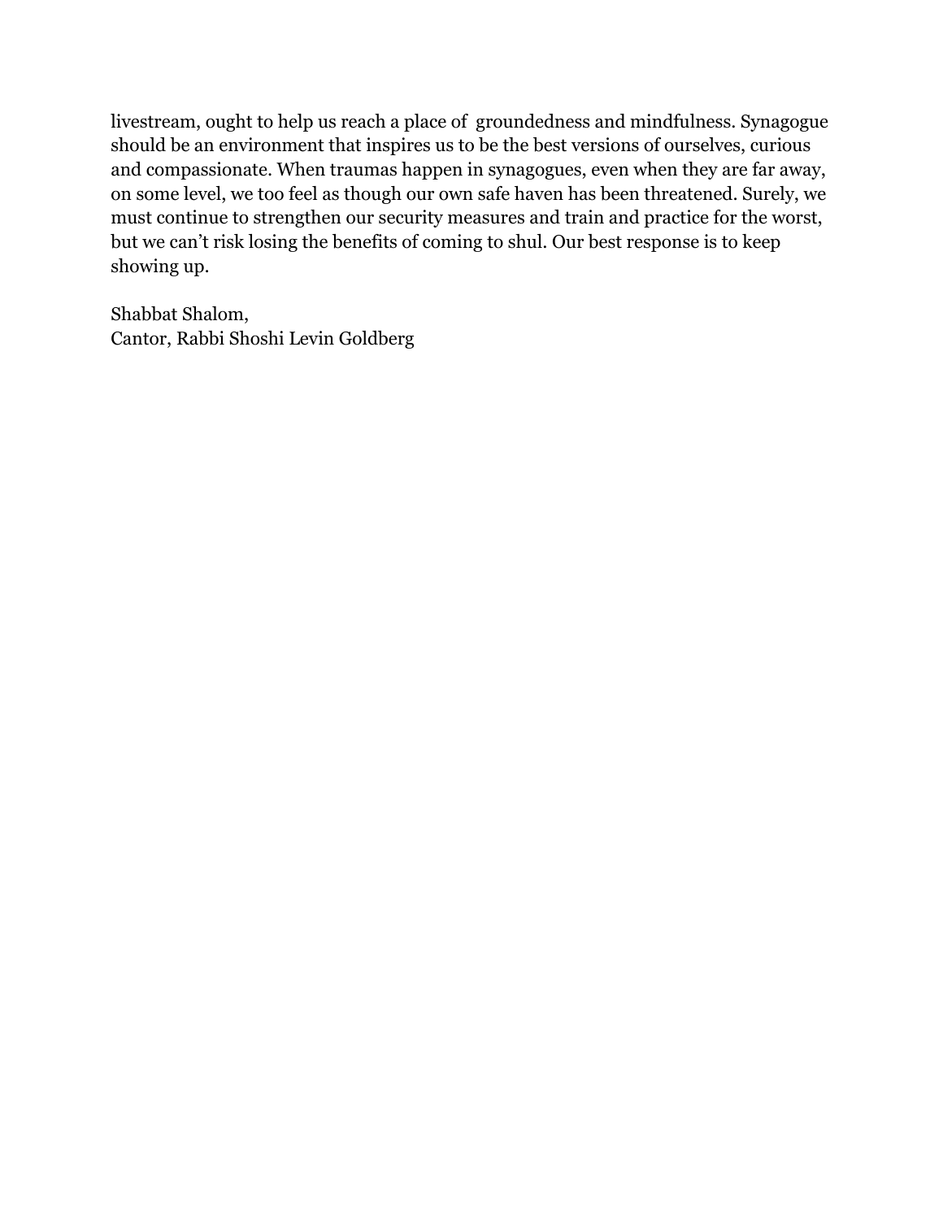livestream, ought to help us reach a place of groundedness and mindfulness. Synagogue should be an environment that inspires us to be the best versions of ourselves, curious and compassionate. When traumas happen in synagogues, even when they are far away, on some level, we too feel as though our own safe haven has been threatened. Surely, we must continue to strengthen our security measures and train and practice for the worst, but we can't risk losing the benefits of coming to shul. Our best response is to keep showing up.

Shabbat Shalom,
Cantor, Rabbi Shoshi Levin Goldberg